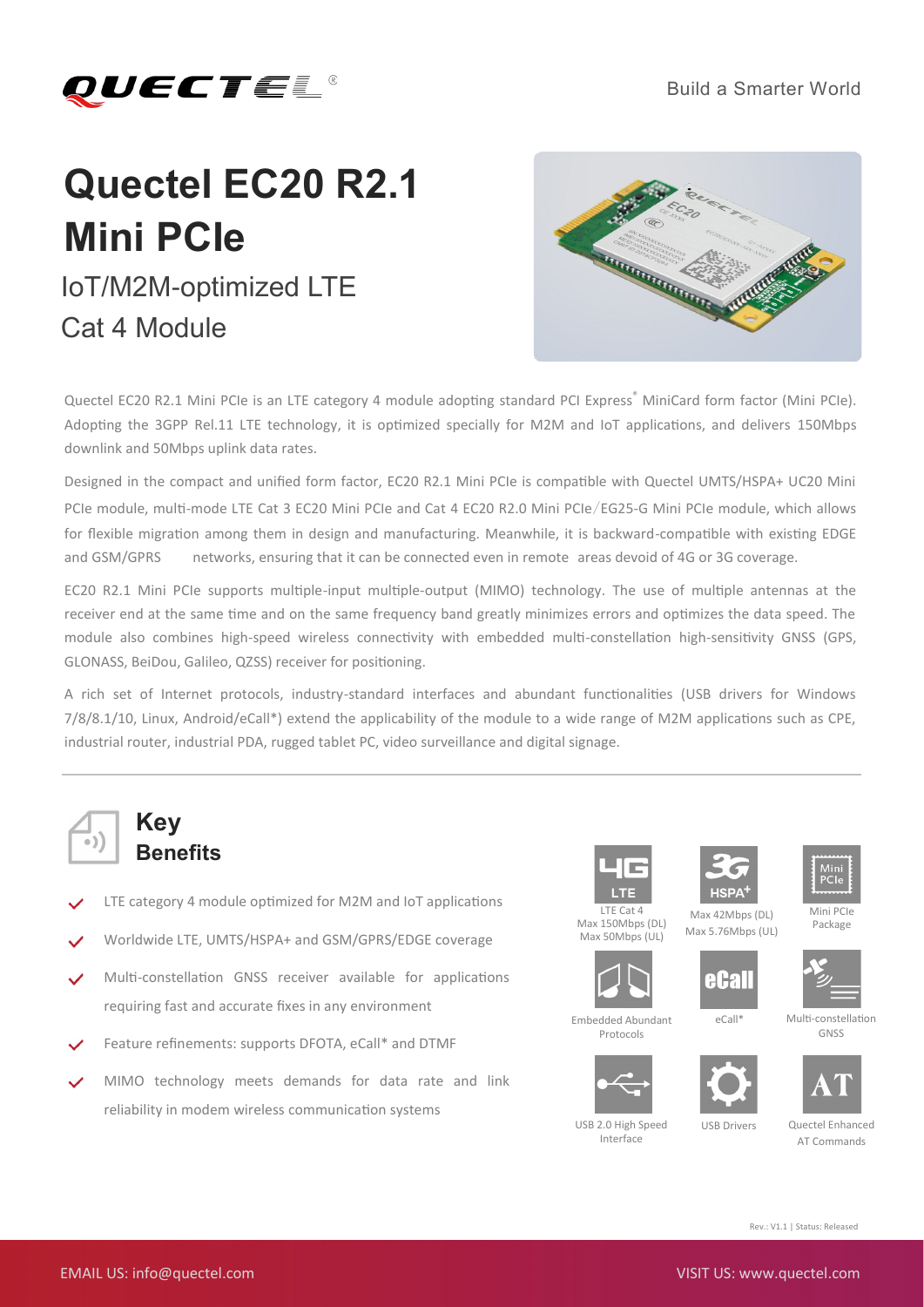Build a Smarter World

# Quectel EC20 R2.1 Mini PCIe

## IoT/M2M-optimized LTE Cat 4 Module

Quectel EC20 R2.1 Mini PCIe is an LTE category 4 module adopting standard PCI Express® MiniCard form factor (Mini PCIe). Adopting the 3GPP Rel.11 LTE technology, it is optimized specially for M2M and IoT applications, and delivers 150Mbps downlink and 50Mbps uplink data rates.

Designed in the compact and unified form factor, EC20 R2.1 Mini PCIe is compatible with Quectel UMTS/HSPA+ UC20 Mini PCIe module, multi-mode LTE Cat 3 EC20 Mini PCIe and Cat 4 EC20 R2.0 Mini PCIe/EG25-G Mini PCIe module, which allows for flexible migration among them in design and manufacturing. Meanwhile, it is backward-compatible with existing EDGE and GSM/GPRS networks, ensuring that it can be connected even in remote areas devoid of 4G or 3G coverage.

EC20 R2.1 Mini PCIe supports multiple-input multiple-output (MIMO) technology. The use of multiple antennas at the receiver end at the same time and on the same frequency band greatly minimizes errors and optimizes the data speed. The module also combines high-speed wireless connectivity with embedded multi-constellation high-sensitivity GNSS (GPS, GLONASS, BeiDou, Galileo, QZSS) receiver for positioning.

A rich set of Internet protocols, industry-standard interfaces and abundant functionalities (USB drivers for Windows 7/8/8.1/10, Linux, Android/eCall*) extend the applicability of the module to a wide range of M2M applications such as CPE, industrial router, industrial PDA, rugged tablet PC, video surveillance and digital signage.

## Key Benefits

- LTE category 4 module optimized for M2M and IoT applications
- Worldwide LTE, UMTS/HSPA+ and GSM/GPRS/EDGE coverage
- Multi-constellation GNSS receiver available for applications requiring fast and accurate fixes in any environment
- Feature refinements: supports DFOTA, eCall* and DTMF
- MIMO technology meets demands for data rate and link reliability in modem wireless communication systems

LTE Cat 4
Max 150Mbps (DL)
Max 50Mbps (UL)

Max 42Mbps (DL)
Max 5.76Mbps (UL)

Mini PCIe Package

Embedded Abundant Protocols

eCall*

Multi-constellation GNSS

USB 2.0 High Speed Interface

USB Drivers

Quectel Enhanced AT Commands

Rev.: V1.1 | Status: Released

EMAIL US: info@quectel.com

VISIT US: www.quectel.com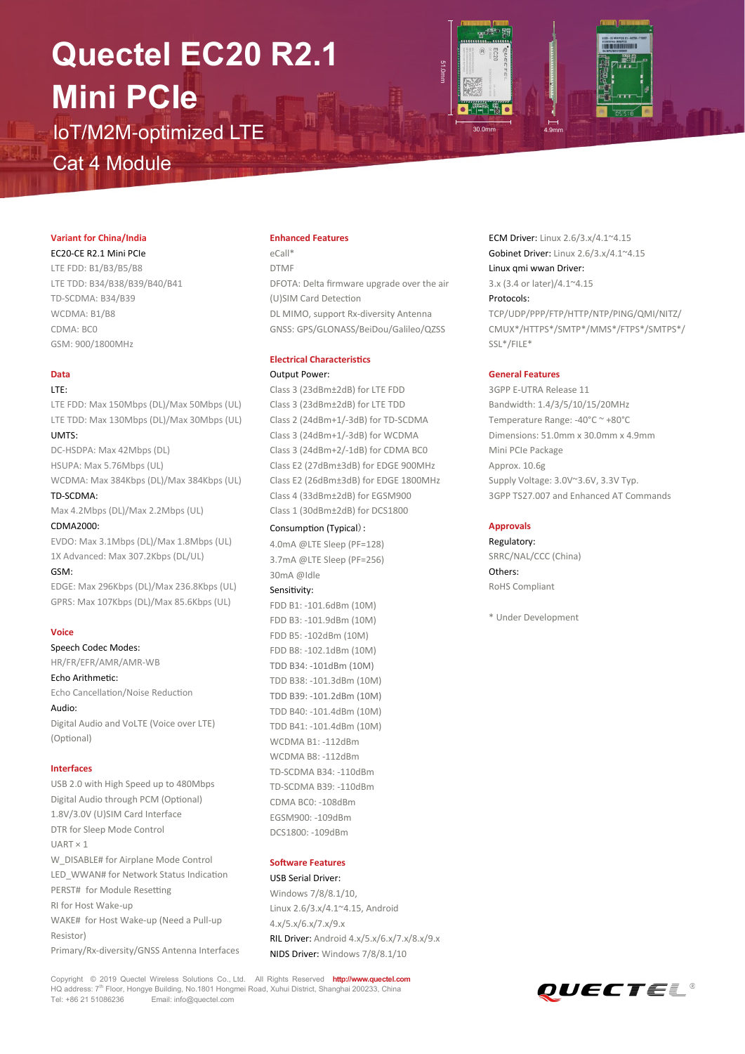# Quectel EC20 R2.1 Mini PCIe

IoT/M2M-optimized LTE Cat 4 Module

51.0mm
30.0mm
4.9mm

### Variant for China/India

EC20-CE R2.1 Mini PCIe

LTE FDD: B1/B3/B5/B8
LTE TDD: B34/B38/B39/B40/B41
TD-SCDMA: B34/B39
WCDMA: B1/B8
CDMA: BC0
GSM: 900/1800MHz

### Data

LTE:
LTE FDD: Max 150Mbps (DL)/Max 50Mbps (UL)
LTE TDD: Max 130Mbps (DL)/Max 30Mbps (UL)

UMTS:
DC-HSDPA: Max 42Mbps (DL)
HSUPA: Max 5.76Mbps (UL)
WCDMA: Max 384Kbps (DL)/Max 384Kbps (UL)

TD-SCDMA:
Max 4.2Mbps (DL)/Max 2.2Mbps (UL)

CDMA2000:
EVDO: Max 3.1Mbps (DL)/Max 1.8Mbps (UL)
1X Advanced: Max 307.2Kbps (DL/UL)

GSM:
EDGE: Max 296Kbps (DL)/Max 236.8Kbps (UL)
GPRS: Max 107Kbps (DL)/Max 85.6Kbps (UL)

### Voice

Speech Codec Modes:
HR/FR/EFR/AMR/AMR-WB

Echo Arithmetic:
Echo Cancellation/Noise Reduction

Audio:
Digital Audio and VoLTE (Voice over LTE) (Optional)

### Interfaces

USB 2.0 with High Speed up to 480Mbps
Digital Audio through PCM (Optional)
1.8V/3.0V (U)SIM Card Interface
DTR for Sleep Mode Control
UART × 1
W_DISABLE# for Airplane Mode Control
LED_WWAN# for Network Status Indication
PERST# for Module Resetting
RI for Host Wake-up
WAKE# for Host Wake-up (Need a Pull-up Resistor)
Primary/Rx-diversity/GNSS Antenna Interfaces

### Enhanced Features

eCall*
DTMF
DFOTA: Delta firmware upgrade over the air
(U)SIM Card Detection
DL MIMO, support Rx-diversity Antenna
GNSS: GPS/GLONASS/BeiDou/Galileo/QZSS

### Electrical Characteristics

Output Power:
Class 3 (23dBm±2dB) for LTE FDD
Class 3 (23dBm±2dB) for LTE TDD
Class 2 (24dBm+1/-3dB) for TD-SCDMA
Class 3 (24dBm+1/-3dB) for WCDMA
Class 3 (24dBm+2/-1dB) for CDMA BC0
Class E2 (27dBm±3dB) for EDGE 900MHz
Class E2 (26dBm±3dB) for EDGE 1800MHz
Class 4 (33dBm±2dB) for EGSM900
Class 1 (30dBm±2dB) for DCS1800

Consumption (Typical）:
4.0mA @LTE Sleep (PF=128)
3.7mA @LTE Sleep (PF=256)
30mA @Idle

Sensitivity:
FDD B1: -101.6dBm (10M)
FDD B3: -101.9dBm (10M)
FDD B5: -102dBm (10M)
FDD B8: -102.1dBm (10M)
TDD B34: -101dBm (10M)
TDD B38: -101.3dBm (10M)
TDD B39: -101.2dBm (10M)
TDD B40: -101.4dBm (10M)
TDD B41: -101.4dBm (10M)
WCDMA B1: -112dBm
WCDMA B8: -112dBm
TD-SCDMA B34: -110dBm
TD-SCDMA B39: -110dBm
CDMA BC0: -108dBm
EGSM900: -109dBm
DCS1800: -109dBm

### Software Features

USB Serial Driver:
Windows 7/8/8.1/10,
Linux 2.6/3.x/4.1~4.15, Android 4.x/5.x/6.x/7.x/9.x

RIL Driver: Android 4.x/5.x/6.x/7.x/8.x/9.x
NIDS Driver: Windows 7/8/8.1/10
ECM Driver: Linux 2.6/3.x/4.1~4.15
Gobinet Driver: Linux 2.6/3.x/4.1~4.15

Linux qmi wwan Driver:
3.x (3.4 or later)/4.1~4.15

Protocols:
TCP/UDP/PPP/FTP/HTTP/NTP/PING/QMI/NITZ/CMUX*/HTTPS*/SMTP*/MMS*/FTPS*/SMTPS*/SSL*/FILE*

### General Features

3GPP E-UTRA Release 11
Bandwidth: 1.4/3/5/10/15/20MHz
Temperature Range: -40°C ~ +80°C
Dimensions: 51.0mm x 30.0mm x 4.9mm
Mini PCIe Package
Approx. 10.6g
Supply Voltage: 3.0V~3.6V, 3.3V Typ.
3GPP TS27.007 and Enhanced AT Commands

### Approvals

Regulatory:
SRRC/NAL/CCC (China)

Others:
RoHS Compliant

\* Under Development

Copyright © 2019 Quectel Wireless Solutions Co., Ltd. All Rights Reserved http://www.quectel.com
HQ address: 7th Floor, Hongye Building, No.1801 Hongmei Road, Xuhui District, Shanghai 200233, China
Tel: +86 21 51086236 Email: info@quectel.com

QUECTEL®